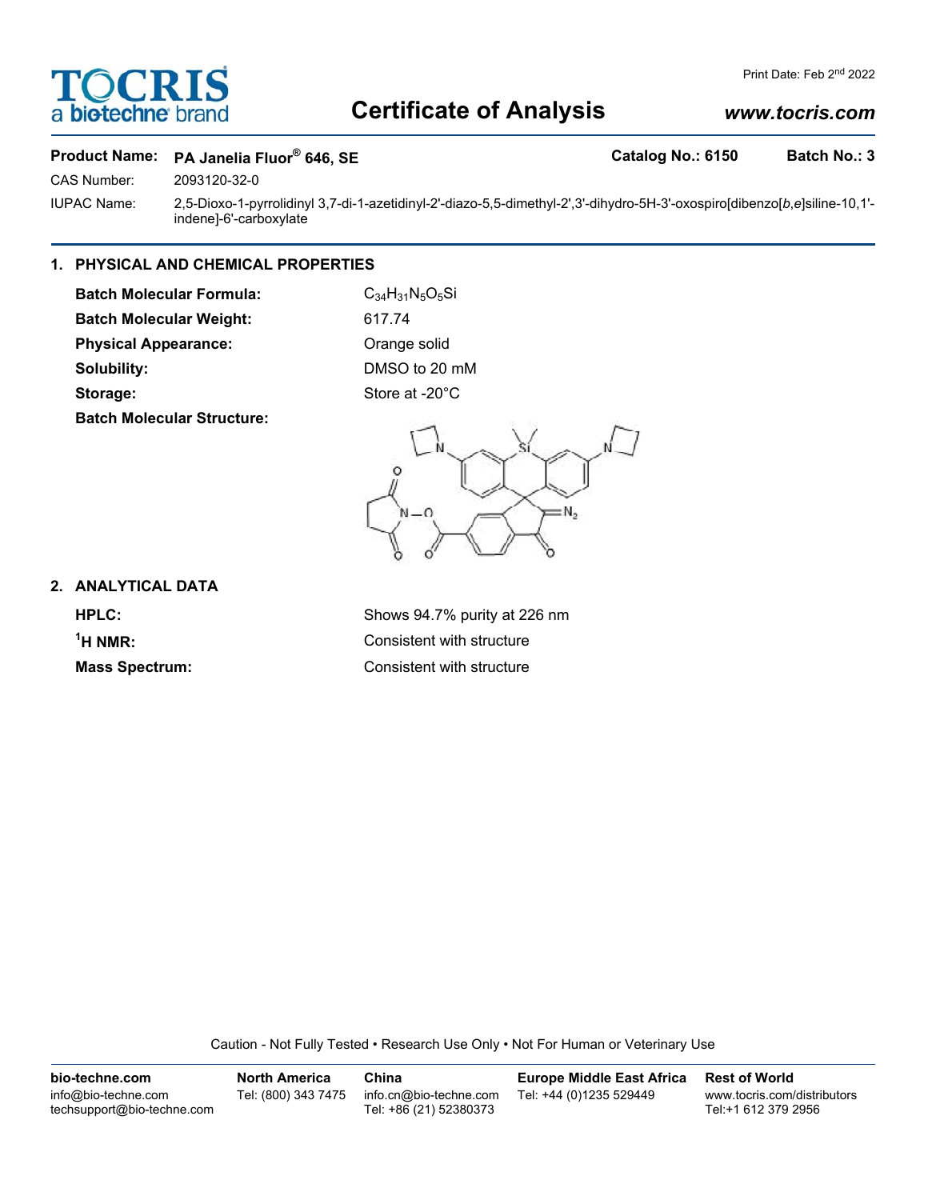# Certificate of Analysis

**Product Name:** PA Janelia Fluor® 646, SE | **Catalog No.:** 6150 | **Batch No.:** 3

CAS Number: 2093120-32-0

IUPAC Name: 2,5-Dioxo-1-pyrrolidinyl 3,7-di-1-azetidinyl-2'-diazo-5,5-dimethyl-2',3'-dihydro-5H-3'-oxospiro[dibenzo[*b*,*e*]siline-10,1'-indene]-6'-carboxylate

## 1. PHYSICAL AND CHEMICAL PROPERTIES

**Batch Molecular Formula:** $C_{34}H_{31}N_5O_5Si$

**Batch Molecular Weight:** 617.74

**Physical Appearance:** Orange solid

**Solubility:** DMSO to 20 mM

**Storage:** Store at -20°C

**Batch Molecular Structure:**

## 2. ANALYTICAL DATA

**HPLC:** Shows 94.7% purity at 226 nm

**$^1$H NMR:** Consistent with structure

**Mass Spectrum:** Consistent with structure

Caution - Not Fully Tested • Research Use Only • Not For Human or Veterinary Use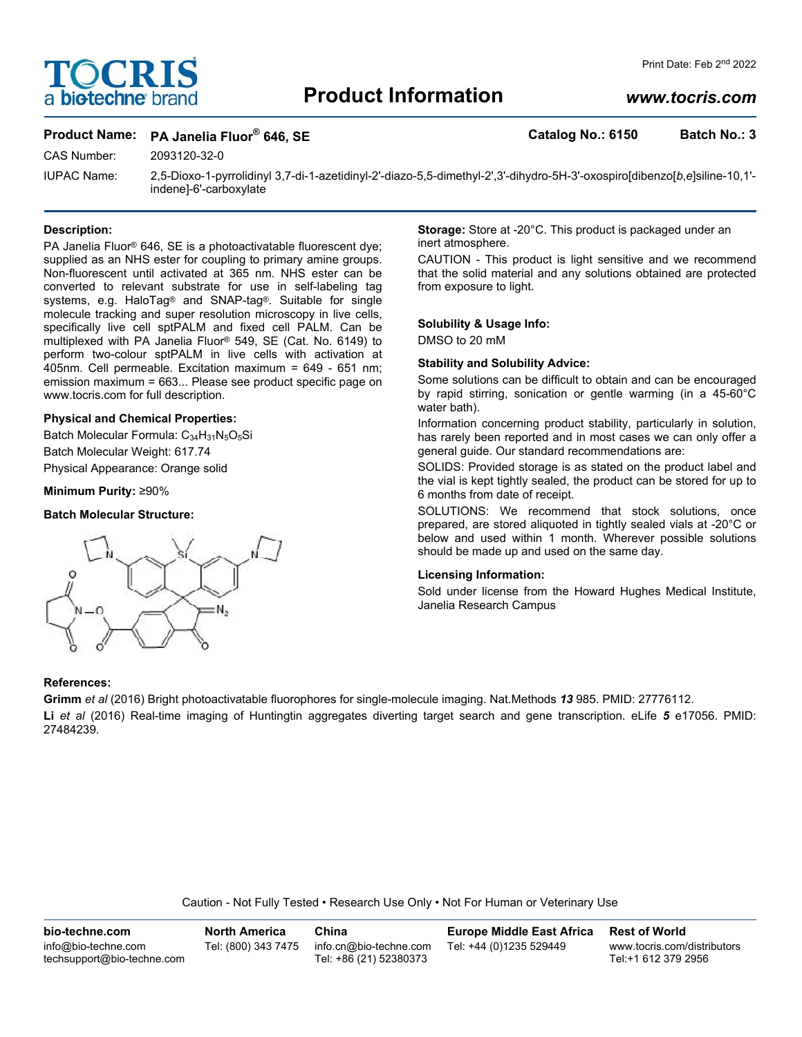Print Date: Feb 2nd 2022

# Product Information

www.tocris.com

**Product Name:** **PA Janelia Fluor® 646, SE** **Catalog No.: 6150** **Batch No.: 3**

CAS Number: 2093120-32-0

IUPAC Name: 2,5-Dioxo-1-pyrrolidinyl 3,7-di-1-azetidinyl-2'-diazo-5,5-dimethyl-2',3'-dihydro-5H-3'-oxospiro[dibenzo[*b*,*e*]siline-10,1'-indene]-6'-carboxylate

### Description:

PA Janelia Fluor® 646, SE is a photoactivatable fluorescent dye; supplied as an NHS ester for coupling to primary amine groups. Non-fluorescent until activated at 365 nm. NHS ester can be converted to relevant substrate for use in self-labeling tag systems, e.g. HaloTag® and SNAP-tag®. Suitable for single molecule tracking and super resolution microscopy in live cells, specifically live cell sptPALM and fixed cell PALM. Can be multiplexed with PA Janelia Fluor® 549, SE (Cat. No. 6149) to perform two-colour sptPALM in live cells with activation at 405nm. Cell permeable. Excitation maximum = 649 - 651 nm; emission maximum = 663... Please see product specific page on www.tocris.com for full description.

### Physical and Chemical Properties:

Batch Molecular Formula: $C_{34}H_{31}N_5O_5Si$

Batch Molecular Weight: 617.74

Physical Appearance: Orange solid

**Minimum Purity:** ≥90%

### Batch Molecular Structure:

### Storage:

**Storage:** Store at -20°C. This product is packaged under an inert atmosphere.

CAUTION - This product is light sensitive and we recommend that the solid material and any solutions obtained are protected from exposure to light.

### Solubility & Usage Info:

DMSO to 20 mM

### Stability and Solubility Advice:

Some solutions can be difficult to obtain and can be encouraged by rapid stirring, sonication or gentle warming (in a 45-60°C water bath).

Information concerning product stability, particularly in solution, has rarely been reported and in most cases we can only offer a general guide. Our standard recommendations are:

SOLIDS: Provided storage is as stated on the product label and the vial is kept tightly sealed, the product can be stored for up to 6 months from date of receipt.

SOLUTIONS: We recommend that stock solutions, once prepared, are stored aliquoted in tightly sealed vials at -20°C or below and used within 1 month. Wherever possible solutions should be made up and used on the same day.

### Licensing Information:

Sold under license from the Howard Hughes Medical Institute, Janelia Research Campus

### References:

**Grimm** *et al* (2016) Bright photoactivatable fluorophores for single-molecule imaging. Nat.Methods ***13*** 985. PMID: 27776112.

**Li** *et al* (2016) Real-time imaging of Huntingtin aggregates diverting target search and gene transcription. eLife ***5*** e17056. PMID: 27484239.

Caution - Not Fully Tested • Research Use Only • Not For Human or Veterinary Use

**bio-techne.com**
info@bio-techne.com
techsupport@bio-techne.com

**North America**
Tel: (800) 343 7475

**China**
info.cn@bio-techne.com
Tel: +86 (21) 52380373

**Europe Middle East Africa**
Tel: +44 (0)1235 529449

**Rest of World**
www.tocris.com/distributors
Tel:+1 612 379 2956